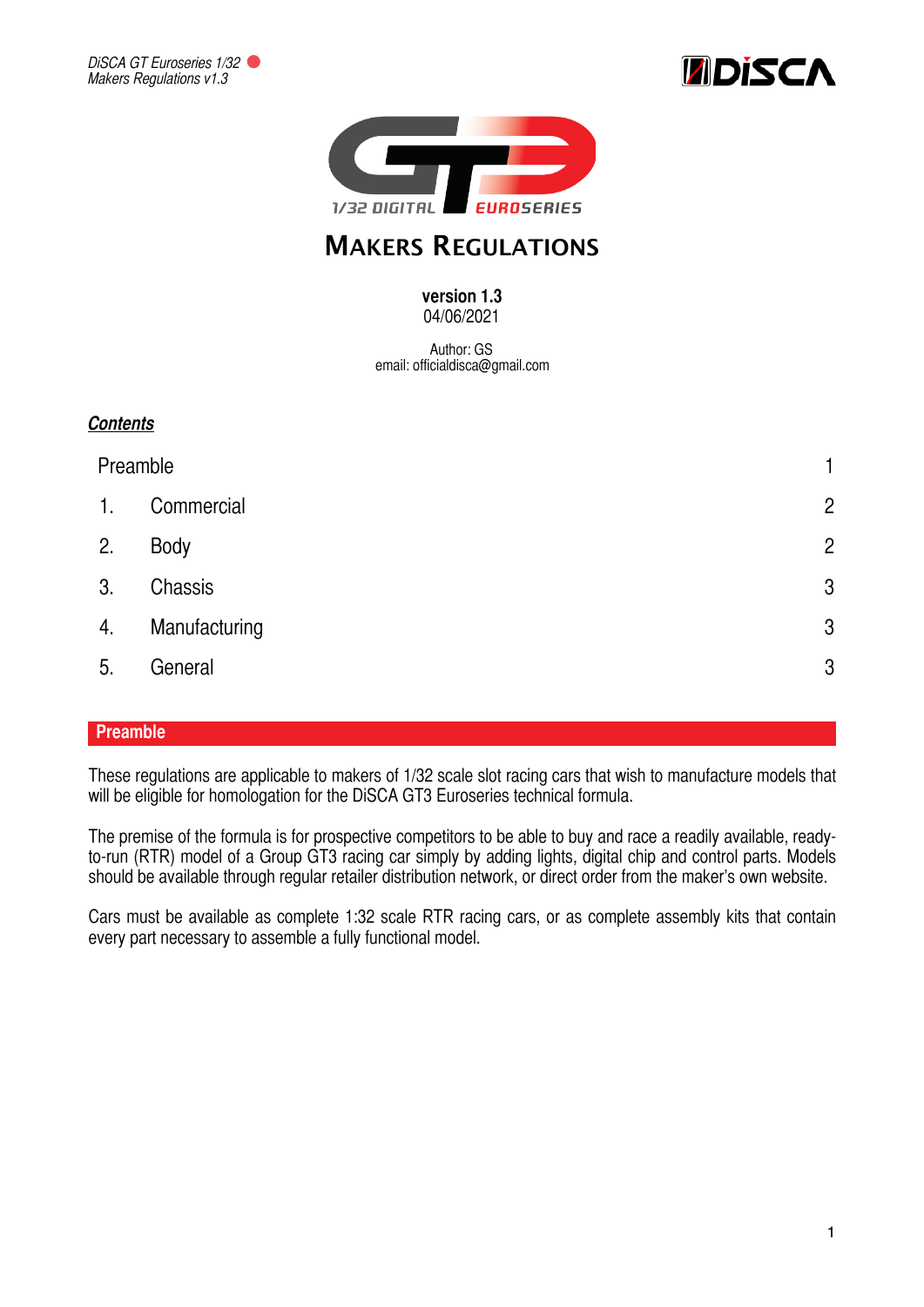# Makers Regulations

**version 1.3**
04/06/2021

Author: GS
email: officialdisca@gmail.com

***Contents***

| | | |
|---|---|---|
| Preamble | | 1 |
| 1. | Commercial | 2 |
| 2. | Body | 2 |
| 3. | Chassis | 3 |
| 4. | Manufacturing | 3 |
| 5. | General | 3 |

## Preamble

These regulations are applicable to makers of 1/32 scale slot racing cars that wish to manufacture models that will be eligible for homologation for the DiSCA GT3 Euroseries technical formula.

The premise of the formula is for prospective competitors to be able to buy and race a readily available, ready-to-run (RTR) model of a Group GT3 racing car simply by adding lights, digital chip and control parts. Models should be available through regular retailer distribution network, or direct order from the maker's own website.

Cars must be available as complete 1:32 scale RTR racing cars, or as complete assembly kits that contain every part necessary to assemble a fully functional model.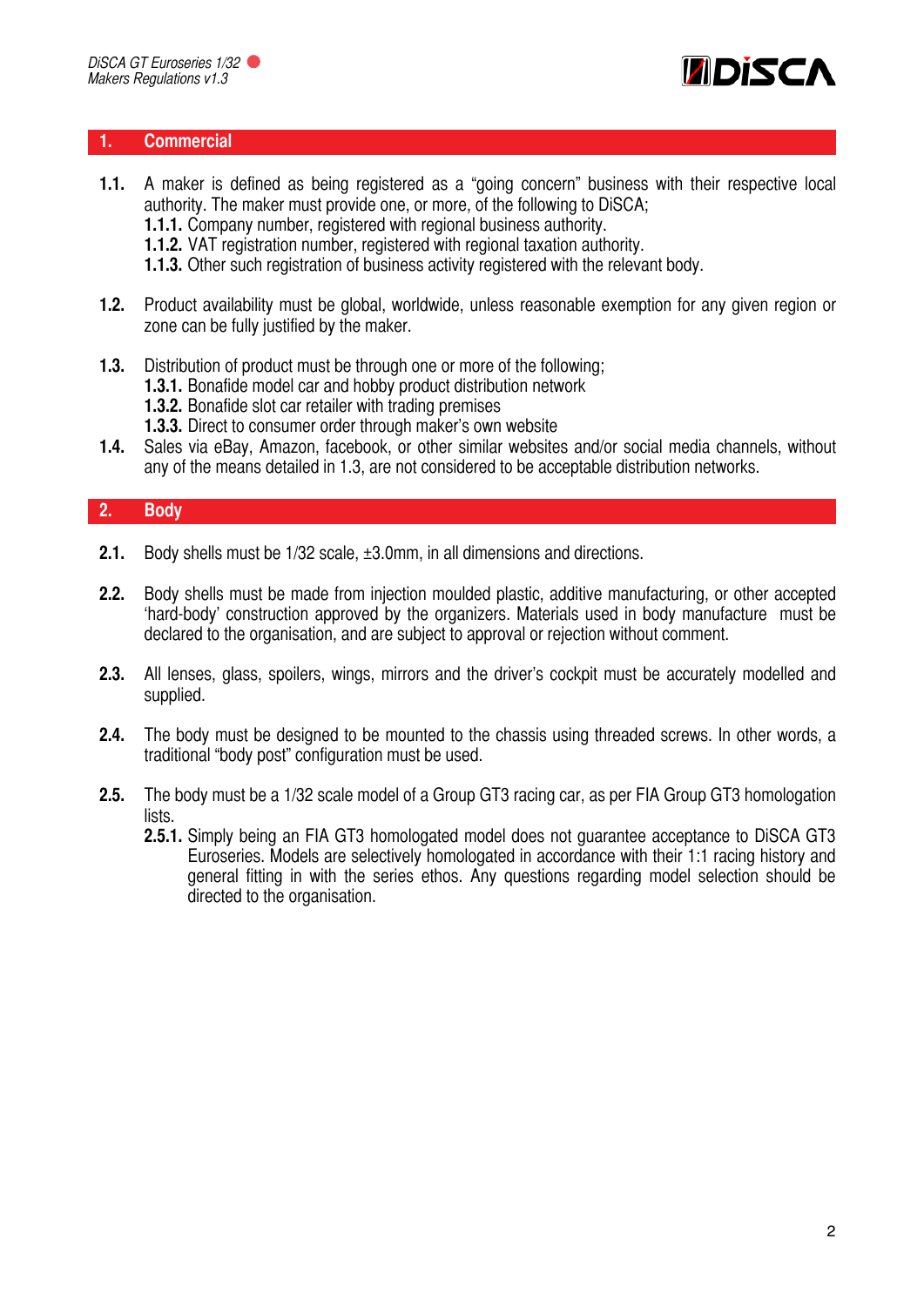## 1. Commercial

**1.1.** A maker is defined as being registered as a "going concern" business with their respective local authority. The maker must provide one, or more, of the following to DiSCA;

- **1.1.1.** Company number, registered with regional business authority.
- **1.1.2.** VAT registration number, registered with regional taxation authority.
- **1.1.3.** Other such registration of business activity registered with the relevant body.

**1.2.** Product availability must be global, worldwide, unless reasonable exemption for any given region or zone can be fully justified by the maker.

**1.3.** Distribution of product must be through one or more of the following;

- **1.3.1.** Bonafide model car and hobby product distribution network
- **1.3.2.** Bonafide slot car retailer with trading premises
- **1.3.3.** Direct to consumer order through maker's own website

**1.4.** Sales via eBay, Amazon, facebook, or other similar websites and/or social media channels, without any of the means detailed in 1.3, are not considered to be acceptable distribution networks.

## 2. Body

**2.1.** Body shells must be 1/32 scale, ±3.0mm, in all dimensions and directions.

**2.2.** Body shells must be made from injection moulded plastic, additive manufacturing, or other accepted 'hard-body' construction approved by the organizers. Materials used in body manufacture must be declared to the organisation, and are subject to approval or rejection without comment.

**2.3.** All lenses, glass, spoilers, wings, mirrors and the driver's cockpit must be accurately modelled and supplied.

**2.4.** The body must be designed to be mounted to the chassis using threaded screws. In other words, a traditional "body post" configuration must be used.

**2.5.** The body must be a 1/32 scale model of a Group GT3 racing car, as per FIA Group GT3 homologation lists.

- **2.5.1.** Simply being an FIA GT3 homologated model does not guarantee acceptance to DiSCA GT3 Euroseries. Models are selectively homologated in accordance with their 1:1 racing history and general fitting in with the series ethos. Any questions regarding model selection should be directed to the organisation.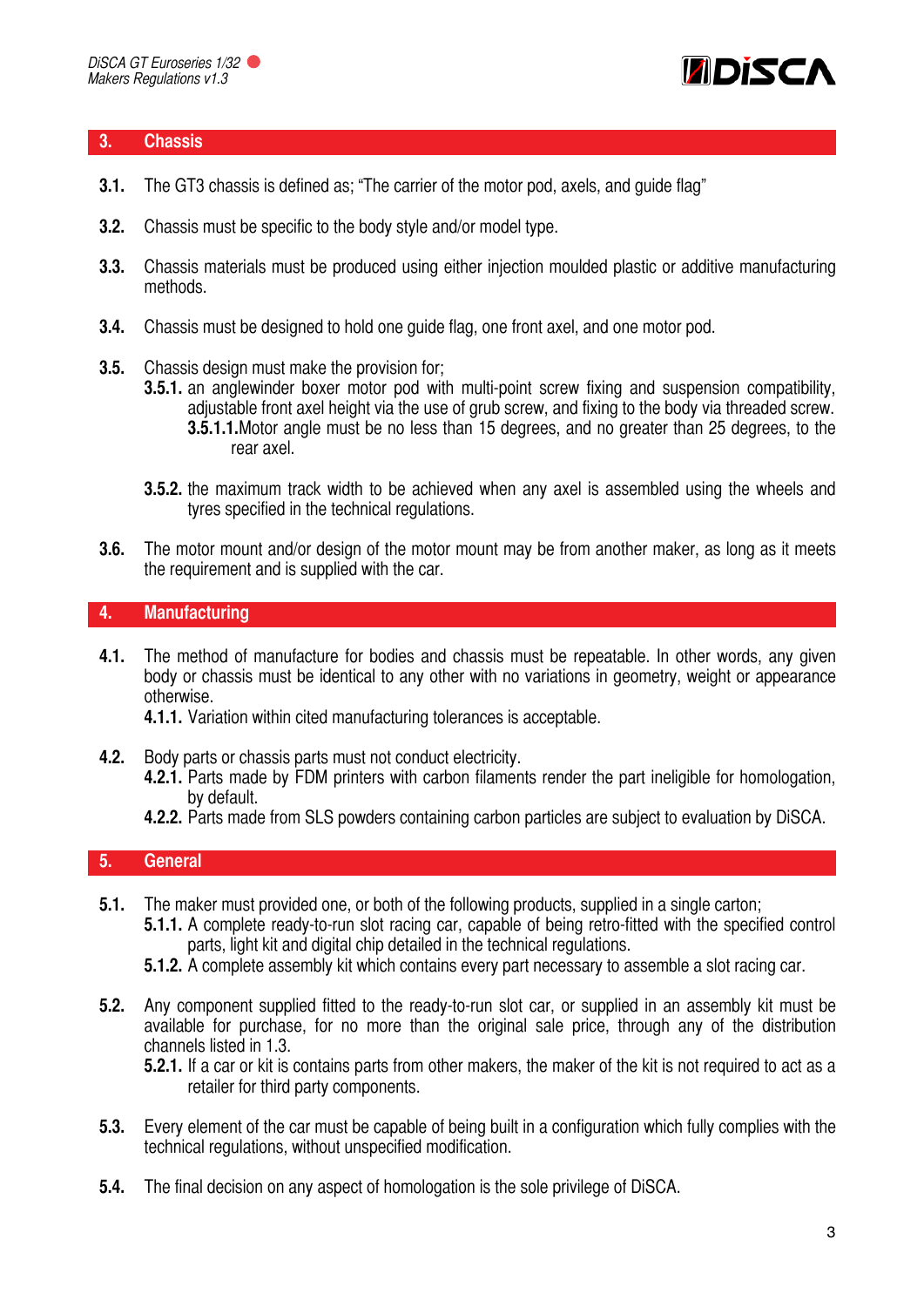## 3. Chassis

**3.1.** The GT3 chassis is defined as; "The carrier of the motor pod, axels, and guide flag"

**3.2.** Chassis must be specific to the body style and/or model type.

**3.3.** Chassis materials must be produced using either injection moulded plastic or additive manufacturing methods.

**3.4.** Chassis must be designed to hold one guide flag, one front axel, and one motor pod.

**3.5.** Chassis design must make the provision for;

- **3.5.1.** an anglewinder boxer motor pod with multi-point screw fixing and suspension compatibility, adjustable front axel height via the use of grub screw, and fixing to the body via threaded screw.
  - **3.5.1.1.** Motor angle must be no less than 15 degrees, and no greater than 25 degrees, to the rear axel.
- **3.5.2.** the maximum track width to be achieved when any axel is assembled using the wheels and tyres specified in the technical regulations.

**3.6.** The motor mount and/or design of the motor mount may be from another maker, as long as it meets the requirement and is supplied with the car.

## 4. Manufacturing

**4.1.** The method of manufacture for bodies and chassis must be repeatable. In other words, any given body or chassis must be identical to any other with no variations in geometry, weight or appearance otherwise.

- **4.1.1.** Variation within cited manufacturing tolerances is acceptable.

**4.2.** Body parts or chassis parts must not conduct electricity.

- **4.2.1.** Parts made by FDM printers with carbon filaments render the part ineligible for homologation, by default.
- **4.2.2.** Parts made from SLS powders containing carbon particles are subject to evaluation by DiSCA.

## 5. General

**5.1.** The maker must provided one, or both of the following products, supplied in a single carton;

- **5.1.1.** A complete ready-to-run slot racing car, capable of being retro-fitted with the specified control parts, light kit and digital chip detailed in the technical regulations.
- **5.1.2.** A complete assembly kit which contains every part necessary to assemble a slot racing car.

**5.2.** Any component supplied fitted to the ready-to-run slot car, or supplied in an assembly kit must be available for purchase, for no more than the original sale price, through any of the distribution channels listed in 1.3.

- **5.2.1.** If a car or kit is contains parts from other makers, the maker of the kit is not required to act as a retailer for third party components.

**5.3.** Every element of the car must be capable of being built in a configuration which fully complies with the technical regulations, without unspecified modification.

**5.4.** The final decision on any aspect of homologation is the sole privilege of DiSCA.